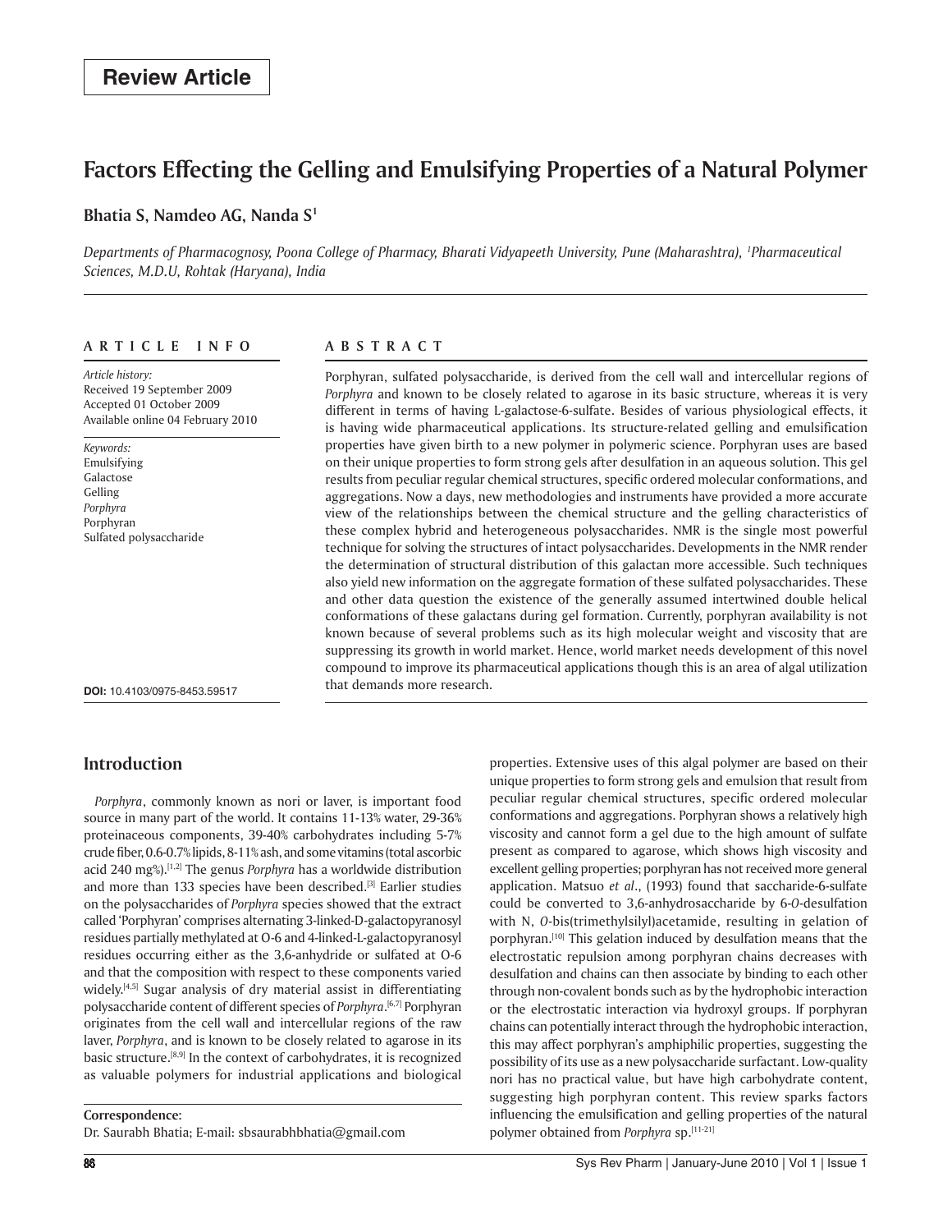**Review Article**

# Factors Effecting the Gelling and Emulsifying Properties of a Natural Polymer

**Bhatia S, Namdeo AG, Nanda S[1]**

*Departments of Pharmacognosy, Poona College of Pharmacy, Bharati Vidyapeeth University, Pune (Maharashtra), [1]Pharmaceutical Sciences, M.D.U, Rohtak (Haryana), India*

**ARTICLE INFO**

*Article history:*
Received 19 September 2009
Accepted 01 October 2009
Available online 04 February 2010

*Keywords:*
Emulsifying
Galactose
Gelling
*Porphyra*
Porphyran
Sulfated polysaccharide

**DOI:** 10.4103/0975-8453.59517

**ABSTRACT**

Porphyran, sulfated polysaccharide, is derived from the cell wall and intercellular regions of *Porphyra* and known to be closely related to agarose in its basic structure, whereas it is very different in terms of having L-galactose-6-sulfate. Besides of various physiological effects, it is having wide pharmaceutical applications. Its structure-related gelling and emulsification properties have given birth to a new polymer in polymeric science. Porphyran uses are based on their unique properties to form strong gels after desulfation in an aqueous solution. This gel results from peculiar regular chemical structures, specific ordered molecular conformations, and aggregations. Now a days, new methodologies and instruments have provided a more accurate view of the relationships between the chemical structure and the gelling characteristics of these complex hybrid and heterogeneous polysaccharides. NMR is the single most powerful technique for solving the structures of intact polysaccharides. Developments in the NMR render the determination of structural distribution of this galactan more accessible. Such techniques also yield new information on the aggregate formation of these sulfated polysaccharides. These and other data question the existence of the generally assumed intertwined double helical conformations of these galactans during gel formation. Currently, porphyran availability is not known because of several problems such as its high molecular weight and viscosity that are suppressing its growth in world market. Hence, world market needs development of this novel compound to improve its pharmaceutical applications though this is an area of algal utilization that demands more research.

## Introduction

*Porphyra*, commonly known as nori or laver, is important food source in many part of the world. It contains 11-13% water, 29-36% proteinaceous components, 39-40% carbohydrates including 5-7% crude fiber, 0.6-0.7% lipids, 8-11% ash, and some vitamins (total ascorbic acid 240 mg%).[1,2] The genus *Porphyra* has a worldwide distribution and more than 133 species have been described.[3] Earlier studies on the polysaccharides of *Porphyra* species showed that the extract called 'Porphyran' comprises alternating 3-linked-D-galactopyranosyl residues partially methylated at O-6 and 4-linked-L-galactopyranosyl residues occurring either as the 3,6-anhydride or sulfated at O-6 and that the composition with respect to these components varied widely.[4,5] Sugar analysis of dry material assist in differentiating polysaccharide content of different species of *Porphyra*.[6,7] Porphyran originates from the cell wall and intercellular regions of the raw laver, *Porphyra*, and is known to be closely related to agarose in its basic structure.[8,9] In the context of carbohydrates, it is recognized as valuable polymers for industrial applications and biological properties. Extensive uses of this algal polymer are based on their unique properties to form strong gels and emulsion that result from peculiar regular chemical structures, specific ordered molecular conformations and aggregations. Porphyran shows a relatively high viscosity and cannot form a gel due to the high amount of sulfate present as compared to agarose, which shows high viscosity and excellent gelling properties; porphyran has not received more general application. Matsuo *et al*., (1993) found that saccharide-6-sulfate could be converted to 3,6-anhydrosaccharide by 6-*O*-desulfation with N, *O*-bis(trimethylsilyl)acetamide, resulting in gelation of porphyran.[10] This gelation induced by desulfation means that the electrostatic repulsion among porphyran chains decreases with desulfation and chains can then associate by binding to each other through non-covalent bonds such as by the hydrophobic interaction or the electrostatic interaction via hydroxyl groups. If porphyran chains can potentially interact through the hydrophobic interaction, this may affect porphyran's amphiphilic properties, suggesting the possibility of its use as a new polysaccharide surfactant. Low-quality nori has no practical value, but have high carbohydrate content, suggesting high porphyran content. This review sparks factors influencing the emulsification and gelling properties of the natural polymer obtained from *Porphyra* sp.[11-21]

**Correspondence:**
Dr. Saurabh Bhatia; E-mail: sbsaurabhbhatia@gmail.com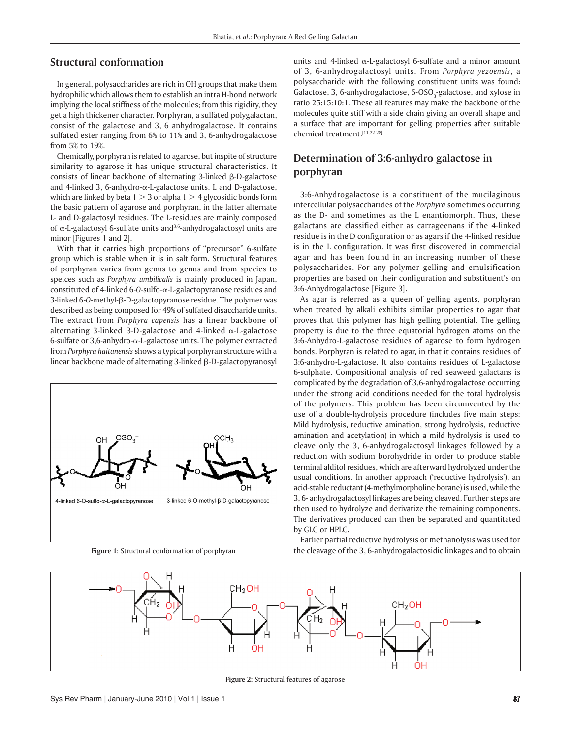## Structural conformation

In general, polysaccharides are rich in OH groups that make them hydrophilic which allows them to establish an intra H-bond network implying the local stiffness of the molecules; from this rigidity, they get a high thickener character. Porphyran, a sulfated polygalactan, consist of the galactose and 3, 6 anhydrogalactose. It contains sulfated ester ranging from 6% to 11% and 3, 6-anhydrogalactose from 5% to 19%.

Chemically, porphyran is related to agarose, but inspite of structure similarity to agarose it has unique structural characteristics. It consists of linear backbone of alternating 3-linked β-D-galactose and 4-linked 3, 6-anhydro-α-L-galactose units. L and D-galactose, which are linked by beta 1 > 3 or alpha 1 > 4 glycosidic bonds form the basic pattern of agarose and porphyran, in the latter alternate L- and D-galactosyl residues. The L-residues are mainly composed of α-L-galactosyl 6-sulfate units and[3,6]-anhydrogalactosyl units are minor [Figures 1 and 2].

With that it carries high proportions of "precursor" 6-sulfate group which is stable when it is in salt form. Structural features of porphyran varies from genus to genus and from species to speices such as *Porphyra umbilicalis* is mainly produced in Japan, constituted of 4-linked 6-*O*-sulfo-α-L-galactopyranose residues and 3-linked 6-*O*-methyl-β-D-galactopyranose residue. The polymer was described as being composed for 49% of sulfated disaccharide units. The extract from *Porphyra capensis* has a linear backbone of alternating 3-linked β-D-galactose and 4-linked α-L-galactose 6-sulfate or 3,6-anhydro-α-L-galactose units. The polymer extracted from *Porphyra haitanensis* shows a typical porphyran structure with a linear backbone made of alternating 3-linked β-D-galactopyranosyl units and 4-linked α-L-galactosyl 6-sulfate and a minor amount of 3, 6-anhydrogalactosyl units. From *Porphyra yezoensis*, a polysaccharide with the following constituent units was found: Galactose, 3, 6-anhydrogalactose, 6-$OSO_3$-galactose, and xylose in ratio 25:15:10:1. These all features may make the backbone of the molecules quite stiff with a side chain giving an overall shape and a surface that are important for gelling properties after suitable chemical treatment.[11,22-28]

Figure 1: Structural conformation of porphyran

## Determination of 3:6-anhydro galactose in porphyran

3:6-Anhydrogalactose is a constituent of the mucilaginous intercellular polysaccharides of the *Porphyra* sometimes occurring as the D- and sometimes as the L enantiomorph. Thus, these galactans are classified either as carrageenans if the 4-linked residue is in the D configuration or as agars if the 4-linked residue is in the L configuration. It was first discovered in commercial agar and has been found in an increasing number of these polysaccharides. For any polymer gelling and emulsification properties are based on their configuration and substituent's on 3:6-Anhydrogalactose [Figure 3].

As agar is referred as a queen of gelling agents, porphyran when treated by alkali exhibits similar properties to agar that proves that this polymer has high gelling potential. The gelling property is due to the three equatorial hydrogen atoms on the 3:6-Anhydro-L-galactose residues of agarose to form hydrogen bonds. Porphyran is related to agar, in that it contains residues of 3:6-anhydro-L-galactose. It also contains residues of L-galactose 6-sulphate. Compositional analysis of red seaweed galactans is complicated by the degradation of 3,6-anhydrogalactose occurring under the strong acid conditions needed for the total hydrolysis of the polymers. This problem has been circumvented by the use of a double-hydrolysis procedure (includes five main steps: Mild hydrolysis, reductive amination, strong hydrolysis, reductive amination and acetylation) in which a mild hydrolysis is used to cleave only the 3, 6-anhydrogalactosyl linkages followed by a reduction with sodium borohydride in order to produce stable terminal alditol residues, which are afterward hydrolyzed under the usual conditions. In another approach ('reductive hydrolysis'), an acid-stable reductant (4-methylmorpholine borane) is used, while the 3, 6- anhydrogalactosyl linkages are being cleaved. Further steps are then used to hydrolyze and derivatize the remaining components. The derivatives produced can then be separated and quantitated by GLC or HPLC.

Earlier partial reductive hydrolysis or methanolysis was used for the cleavage of the 3, 6-anhydrogalactosidic linkages and to obtain

Figure 2: Structural features of agarose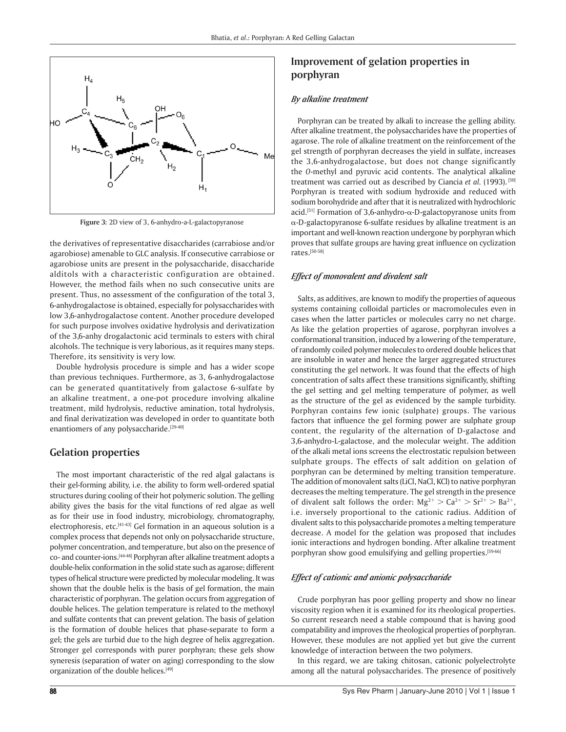H4

H5

OH

O6

C4

HO

C6

C2

O

H3

C3

C1

Me

CH2

H2

O

H1

Figure 3: 2D view of 3, 6-anhydro-a-L-galactopyranose

the derivatives of representative disaccharides (carrabiose and/or agarobiose) amenable to GLC analysis. If consecutive carrabiose or agarobiose units are present in the polysaccharide, disaccharide alditols with a characteristic configuration are obtained. However, the method fails when no such consecutive units are present. Thus, no assessment of the configuration of the total 3, 6-anhydrogalactose is obtained, especially for polysaccharides with low 3,6-anhydrogalactose content. Another procedure developed for such purpose involves oxidative hydrolysis and derivatization of the 3,6-anhy drogalactonic acid terminals to esters with chiral alcohols. The technique is very laborious, as it requires many steps. Therefore, its sensitivity is very low.

Double hydrolysis procedure is simple and has a wider scope than previous techniques. Furthermore, as 3, 6-anhydrogalactose can be generated quantitatively from galactose 6-sulfate by an alkaline treatment, a one-pot procedure involving alkaline treatment, mild hydrolysis, reductive amination, total hydrolysis, and final derivatization was developed in order to quantitate both enantiomers of any polysaccharide.[29-40]

## Gelation properties

The most important characteristic of the red algal galactans is their gel-forming ability, i.e. the ability to form well-ordered spatial structures during cooling of their hot polymeric solution. The gelling ability gives the basis for the vital functions of red algae as well as for their use in food industry, microbiology, chromatography, electrophoresis, etc.[41-43] Gel formation in an aqueous solution is a complex process that depends not only on polysaccharide structure, polymer concentration, and temperature, but also on the presence of co- and counter-ions.[44-48] Porphyran after alkaline treatment adopts a double-helix conformation in the solid state such as agarose; different types of helical structure were predicted by molecular modeling. It was shown that the double helix is the basis of gel formation, the main characteristic of porphyran. The gelation occurs from aggregation of double helices. The gelation temperature is related to the methoxyl and sulfate contents that can prevent gelation. The basis of gelation is the formation of double helices that phase-separate to form a gel; the gels are turbid due to the high degree of helix aggregation. Stronger gel corresponds with purer porphyran; these gels show syneresis (separation of water on aging) corresponding to the slow organization of the double helices.[49]

## Improvement of gelation properties in porphyran

### *By alkaline treatment*

Porphyran can be treated by alkali to increase the gelling ability. After alkaline treatment, the polysaccharides have the properties of agarose. The role of alkaline treatment on the reinforcement of the gel strength of porphyran decreases the yield in sulfate, increases the 3,6-anhydrogalactose, but does not change significantly the *O*-methyl and pyruvic acid contents. The analytical alkaline treatment was carried out as described by Ciancia *et al.* (1993).[50] Porphyran is treated with sodium hydroxide and reduced with sodium borohydride and after that it is neutralized with hydrochloric acid.[51] Formation of 3,6-anhydro-α-D-galactopyranose units from α-D-galactopyranose 6-sulfate residues by alkaline treatment is an important and well-known reaction undergone by porphyran which proves that sulfate groups are having great influence on cyclization rates.[50-58]

### *Effect of monovalent and divalent salt*

Salts, as additives, are known to modify the properties of aqueous systems containing colloidal particles or macromolecules even in cases when the latter particles or molecules carry no net charge. As like the gelation properties of agarose, porphyran involves a conformational transition, induced by a lowering of the temperature, of randomly coiled polymer molecules to ordered double helices that are insoluble in water and hence the larger aggregated structures constituting the gel network. It was found that the effects of high concentration of salts affect these transitions significantly, shifting the gel setting and gel melting temperature of polymer, as well as the structure of the gel as evidenced by the sample turbidity. Porphyran contains few ionic (sulphate) groups. The various factors that influence the gel forming power are sulphate group content, the regularity of the alternation of D-galactose and 3,6-anhydro-L-galactose, and the molecular weight. The addition of the alkali metal ions screens the electrostatic repulsion between sulphate groups. The effects of salt addition on gelation of porphyran can be determined by melting transition temperature. The addition of monovalent salts (LiCl, NaCl, KCl) to native porphyran decreases the melting temperature. The gel strength in the presence of divalent salt follows the order: $Mg^{2+} > Ca^{2+} > Sr^{2+} > Ba^{2+}$, i.e. inversely proportional to the cationic radius. Addition of divalent salts to this polysaccharide promotes a melting temperature decrease. A model for the gelation was proposed that includes ionic interactions and hydrogen bonding. After alkaline treatment porphyran show good emulsifying and gelling properties.[59-66]

### *Effect of cationic and anionic polysaccharide*

Crude porphyran has poor gelling property and show no linear viscosity region when it is examined for its rheological properties. So current research need a stable compound that is having good compatability and improves the rheological properties of porphyran. However, these modules are not applied yet but give the current knowledge of interaction between the two polymers.

In this regard, we are taking chitosan, cationic polyelectrolyte among all the natural polysaccharides. The presence of positively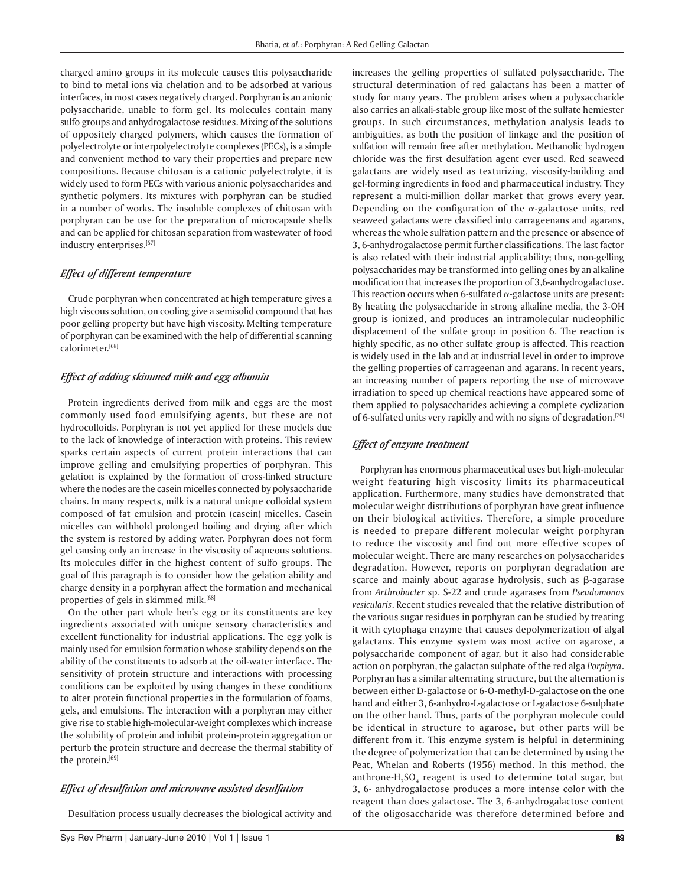charged amino groups in its molecule causes this polysaccharide to bind to metal ions via chelation and to be adsorbed at various interfaces, in most cases negatively charged. Porphyran is an anionic polysaccharide, unable to form gel. Its molecules contain many sulfo groups and anhydrogalactose residues. Mixing of the solutions of oppositely charged polymers, which causes the formation of polyelectrolyte or interpolyelectrolyte complexes (PECs), is a simple and convenient method to vary their properties and prepare new compositions. Because chitosan is a cationic polyelectrolyte, it is widely used to form PECs with various anionic polysaccharides and synthetic polymers. Its mixtures with porphyran can be studied in a number of works. The insoluble complexes of chitosan with porphyran can be use for the preparation of microcapsule shells and can be applied for chitosan separation from wastewater of food industry enterprises.[67]

### *Effect of different temperature*

Crude porphyran when concentrated at high temperature gives a high viscous solution, on cooling give a semisolid compound that has poor gelling property but have high viscosity. Melting temperature of porphyran can be examined with the help of differential scanning calorimeter.[68]

### *Effect of adding skimmed milk and egg albumin*

Protein ingredients derived from milk and eggs are the most commonly used food emulsifying agents, but these are not hydrocolloids. Porphyran is not yet applied for these models due to the lack of knowledge of interaction with proteins. This review sparks certain aspects of current protein interactions that can improve gelling and emulsifying properties of porphyran. This gelation is explained by the formation of cross-linked structure where the nodes are the casein micelles connected by polysaccharide chains. In many respects, milk is a natural unique colloidal system composed of fat emulsion and protein (casein) micelles. Casein micelles can withhold prolonged boiling and drying after which the system is restored by adding water. Porphyran does not form gel causing only an increase in the viscosity of aqueous solutions. Its molecules differ in the highest content of sulfo groups. The goal of this paragraph is to consider how the gelation ability and charge density in a porphyran affect the formation and mechanical properties of gels in skimmed milk.[68]

On the other part whole hen's egg or its constituents are key ingredients associated with unique sensory characteristics and excellent functionality for industrial applications. The egg yolk is mainly used for emulsion formation whose stability depends on the ability of the constituents to adsorb at the oil-water interface. The sensitivity of protein structure and interactions with processing conditions can be exploited by using changes in these conditions to alter protein functional properties in the formulation of foams, gels, and emulsions. The interaction with a porphyran may either give rise to stable high-molecular-weight complexes which increase the solubility of protein and inhibit protein-protein aggregation or perturb the protein structure and decrease the thermal stability of the protein.[69]

### *Effect of desulfation and microwave assisted desulfation*

Desulfation process usually decreases the biological activity and increases the gelling properties of sulfated polysaccharide. The structural determination of red galactans has been a matter of study for many years. The problem arises when a polysaccharide also carries an alkali-stable group like most of the sulfate hemiester groups. In such circumstances, methylation analysis leads to ambiguities, as both the position of linkage and the position of sulfation will remain free after methylation. Methanolic hydrogen chloride was the first desulfation agent ever used. Red seaweed galactans are widely used as texturizing, viscosity-building and gel-forming ingredients in food and pharmaceutical industry. They represent a multi-million dollar market that grows every year. Depending on the configuration of the α-galactose units, red seaweed galactans were classified into carrageenans and agarans, whereas the whole sulfation pattern and the presence or absence of 3, 6-anhydrogalactose permit further classifications. The last factor is also related with their industrial applicability; thus, non-gelling polysaccharides may be transformed into gelling ones by an alkaline modification that increases the proportion of 3,6-anhydrogalactose. This reaction occurs when 6-sulfated α-galactose units are present: By heating the polysaccharide in strong alkaline media, the 3-OH group is ionized, and produces an intramolecular nucleophilic displacement of the sulfate group in position 6. The reaction is highly specific, as no other sulfate group is affected. This reaction is widely used in the lab and at industrial level in order to improve the gelling properties of carrageenan and agarans. In recent years, an increasing number of papers reporting the use of microwave irradiation to speed up chemical reactions have appeared some of them applied to polysaccharides achieving a complete cyclization of 6-sulfated units very rapidly and with no signs of degradation.[70]

### *Effect of enzyme treatment*

Porphyran has enormous pharmaceutical uses but high-molecular weight featuring high viscosity limits its pharmaceutical application. Furthermore, many studies have demonstrated that molecular weight distributions of porphyran have great influence on their biological activities. Therefore, a simple procedure is needed to prepare different molecular weight porphyran to reduce the viscosity and find out more effective scopes of molecular weight. There are many researches on polysaccharides degradation. However, reports on porphyran degradation are scarce and mainly about agarase hydrolysis, such as β-agarase from *Arthrobacter* sp. S-22 and crude agarases from *Pseudomonas vesicularis*. Recent studies revealed that the relative distribution of the various sugar residues in porphyran can be studied by treating it with cytophaga enzyme that causes depolymerization of algal galactans. This enzyme system was most active on agarose, a polysaccharide component of agar, but it also had considerable action on porphyran, the galactan sulphate of the red alga *Porphyra*. Porphyran has a similar alternating structure, but the alternation is between either D-galactose or 6-O-methyl-D-galactose on the one hand and either 3, 6-anhydro-L-galactose or L-galactose 6-sulphate on the other hand. Thus, parts of the porphyran molecule could be identical in structure to agarose, but other parts will be different from it. This enzyme system is helpful in determining the degree of polymerization that can be determined by using the Peat, Whelan and Roberts (1956) method. In this method, the anthrone-$H_2SO_4$ reagent is used to determine total sugar, but 3, 6- anhydrogalactose produces a more intense color with the reagent than does galactose. The 3, 6-anhydrogalactose content of the oligosaccharide was therefore determined before and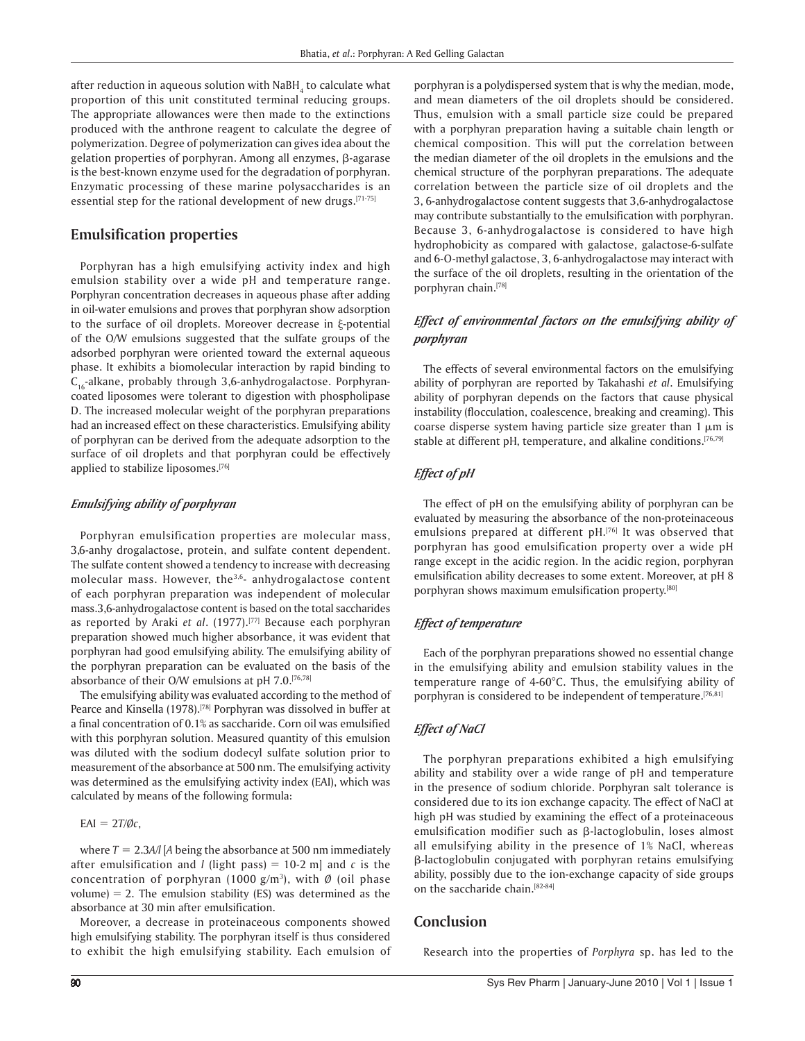after reduction in aqueous solution with $NaBH_4$ to calculate what proportion of this unit constituted terminal reducing groups. The appropriate allowances were then made to the extinctions produced with the anthrone reagent to calculate the degree of polymerization. Degree of polymerization can gives idea about the gelation properties of porphyran. Among all enzymes, β-agarase is the best-known enzyme used for the degradation of porphyran. Enzymatic processing of these marine polysaccharides is an essential step for the rational development of new drugs.[71-75]

## Emulsification properties

Porphyran has a high emulsifying activity index and high emulsion stability over a wide pH and temperature range. Porphyran concentration decreases in aqueous phase after adding in oil-water emulsions and proves that porphyran show adsorption to the surface of oil droplets. Moreover decrease in ξ-potential of the O/W emulsions suggested that the sulfate groups of the adsorbed porphyran were oriented toward the external aqueous phase. It exhibits a biomolecular interaction by rapid binding to $C_{16}$-alkane, probably through 3,6-anhydrogalactose. Porphyran-coated liposomes were tolerant to digestion with phospholipase D. The increased molecular weight of the porphyran preparations had an increased effect on these characteristics. Emulsifying ability of porphyran can be derived from the adequate adsorption to the surface of oil droplets and that porphyran could be effectively applied to stabilize liposomes.[76]

### *Emulsifying ability of porphyran*

Porphyran emulsification properties are molecular mass, 3,6-anhy drogalactose, protein, and sulfate content dependent. The sulfate content showed a tendency to increase with decreasing molecular mass. However, the$^{3,6}$- anhydrogalactose content of each porphyran preparation was independent of molecular mass.3,6-anhydrogalactose content is based on the total saccharides as reported by Araki *et al*. (1977).[77] Because each porphyran preparation showed much higher absorbance, it was evident that porphyran had good emulsifying ability. The emulsifying ability of the porphyran preparation can be evaluated on the basis of the absorbance of their O/W emulsions at pH 7.0.[76,78]

The emulsifying ability was evaluated according to the method of Pearce and Kinsella (1978).[78] Porphyran was dissolved in buffer at a final concentration of 0.1% as saccharide. Corn oil was emulsified with this porphyran solution. Measured quantity of this emulsion was diluted with the sodium dodecyl sulfate solution prior to measurement of the absorbance at 500 nm. The emulsifying activity was determined as the emulsifying activity index (EAI), which was calculated by means of the following formula:

$$EAI = 2T/\emptyset c,$$

where $T = 2.3A/l$ [$A$ being the absorbance at 500 nm immediately after emulsification and $l$ (light pass) = 10-2 m] and $c$ is the concentration of porphyran (1000 g/m$^3$), with $\emptyset$ (oil phase volume) = 2. The emulsion stability (ES) was determined as the absorbance at 30 min after emulsification.

Moreover, a decrease in proteinaceous components showed high emulsifying stability. The porphyran itself is thus considered to exhibit the high emulsifying stability. Each emulsion of porphyran is a polydispersed system that is why the median, mode, and mean diameters of the oil droplets should be considered. Thus, emulsion with a small particle size could be prepared with a porphyran preparation having a suitable chain length or chemical composition. This will put the correlation between the median diameter of the oil droplets in the emulsions and the chemical structure of the porphyran preparations. The adequate correlation between the particle size of oil droplets and the 3, 6-anhydrogalactose content suggests that 3,6-anhydrogalactose may contribute substantially to the emulsification with porphyran. Because 3, 6-anhydrogalactose is considered to have high hydrophobicity as compared with galactose, galactose-6-sulfate and 6-O-methyl galactose, 3, 6-anhydrogalactose may interact with the surface of the oil droplets, resulting in the orientation of the porphyran chain.[78]

### *Effect of environmental factors on the emulsifying ability of porphyran*

The effects of several environmental factors on the emulsifying ability of porphyran are reported by Takahashi *et al*. Emulsifying ability of porphyran depends on the factors that cause physical instability (flocculation, coalescence, breaking and creaming). This coarse disperse system having particle size greater than 1 μm is stable at different pH, temperature, and alkaline conditions.[76,79]

### *Effect of pH*

The effect of pH on the emulsifying ability of porphyran can be evaluated by measuring the absorbance of the non-proteinaceous emulsions prepared at different pH.[76] It was observed that porphyran has good emulsification property over a wide pH range except in the acidic region. In the acidic region, porphyran emulsification ability decreases to some extent. Moreover, at pH 8 porphyran shows maximum emulsification property.[80]

### *Effect of temperature*

Each of the porphyran preparations showed no essential change in the emulsifying ability and emulsion stability values in the temperature range of 4-60°C. Thus, the emulsifying ability of porphyran is considered to be independent of temperature.[76,81]

### *Effect of NaCl*

The porphyran preparations exhibited a high emulsifying ability and stability over a wide range of pH and temperature in the presence of sodium chloride. Porphyran salt tolerance is considered due to its ion exchange capacity. The effect of NaCl at high pH was studied by examining the effect of a proteinaceous emulsification modifier such as β-lactoglobulin, loses almost all emulsifying ability in the presence of 1% NaCl, whereas β-lactoglobulin conjugated with porphyran retains emulsifying ability, possibly due to the ion-exchange capacity of side groups on the saccharide chain.[82-84]

## Conclusion

Research into the properties of *Porphyra* sp. has led to the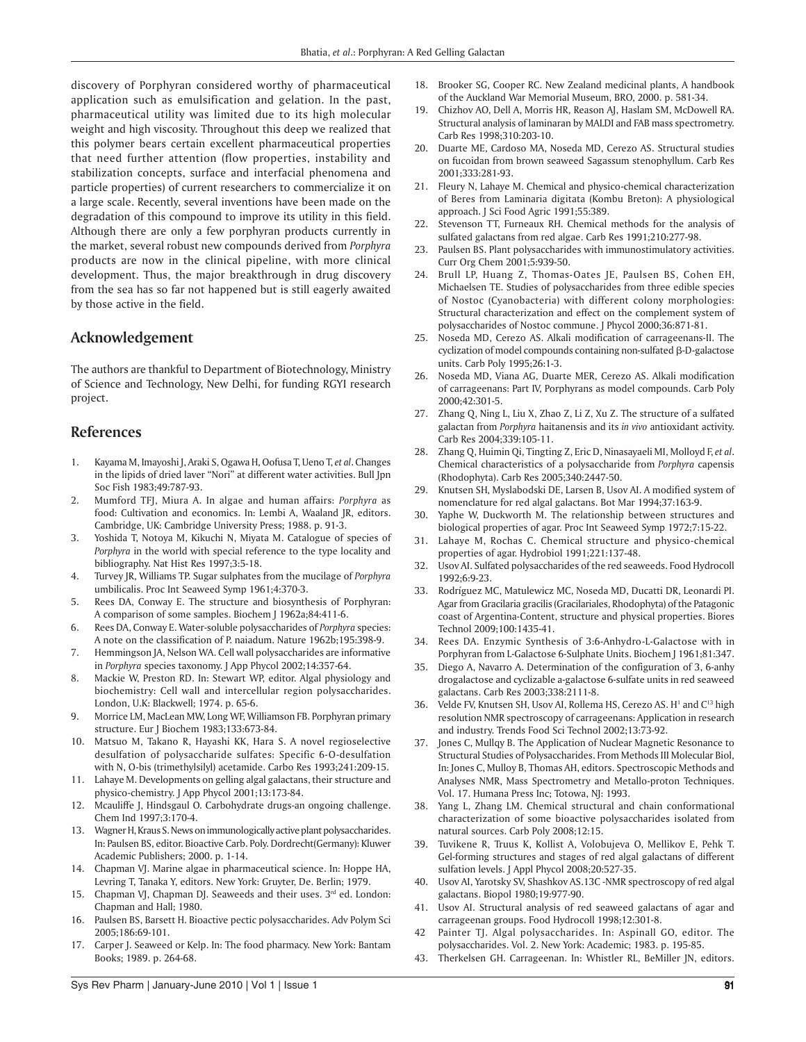discovery of Porphyran considered worthy of pharmaceutical application such as emulsification and gelation. In the past, pharmaceutical utility was limited due to its high molecular weight and high viscosity. Throughout this deep we realized that this polymer bears certain excellent pharmaceutical properties that need further attention (flow properties, instability and stabilization concepts, surface and interfacial phenomena and particle properties) of current researchers to commercialize it on a large scale. Recently, several inventions have been made on the degradation of this compound to improve its utility in this field. Although there are only a few porphyran products currently in the market, several robust new compounds derived from *Porphyra* products are now in the clinical pipeline, with more clinical development. Thus, the major breakthrough in drug discovery from the sea has so far not happened but is still eagerly awaited by those active in the field.

## Acknowledgement

The authors are thankful to Department of Biotechnology, Ministry of Science and Technology, New Delhi, for funding RGYI research project.

## References

1. Kayama M, Imayoshi J, Araki S, Ogawa H, Oofusa T, Ueno T, *et al*. Changes in the lipids of dried laver "Nori" at different water activities. Bull Jpn Soc Fish 1983;49:787-93.
2. Mumford TFJ, Miura A. In algae and human affairs: *Porphyra* as food: Cultivation and economics. In: Lembi A, Waaland JR, editors. Cambridge, UK: Cambridge University Press; 1988. p. 91-3.
3. Yoshida T, Notoya M, Kikuchi N, Miyata M. Catalogue of species of *Porphyra* in the world with special reference to the type locality and bibliography. Nat Hist Res 1997;3:5-18.
4. Turvey JR, Williams TP. Sugar sulphates from the mucilage of *Porphyra* umbilicalis. Proc Int Seaweed Symp 1961;4:370-3.
5. Rees DA, Conway E. The structure and biosynthesis of Porphyran: A comparison of some samples. Biochem J 1962a;84:411-6.
6. Rees DA, Conway E. Water-soluble polysaccharides of *Porphyra* species: A note on the classification of P. naiadum. Nature 1962b;195:398-9.
7. Hemmingson JA, Nelson WA. Cell wall polysaccharides are informative in *Porphyra* species taxonomy. J App Phycol 2002;14:357-64.
8. Mackie W, Preston RD. In: Stewart WP, editor. Algal physiology and biochemistry: Cell wall and intercellular region polysaccharides. London, U.K: Blackwell; 1974. p. 65-6.
9. Morrice LM, MacLean MW, Long WF, Williamson FB. Porphyran primary structure. Eur J Biochem 1983;133:673-84.
10. Matsuo M, Takano R, Hayashi KK, Hara S. A novel regioselective desulfation of polysaccharide sulfates: Specific 6-O-desulfation with N, O-bis (trimethylsilyl) acetamide. Carbo Res 1993;241:209-15.
11. Lahaye M. Developments on gelling algal galactans, their structure and physico-chemistry. J App Phycol 2001;13:173-84.
12. Mcauliffe J, Hindsgaul O. Carbohydrate drugs-an ongoing challenge. Chem Ind 1997;3:170-4.
13. Wagner H, Kraus S. News on immunologically active plant polysaccharides. In: Paulsen BS, editor. Bioactive Carb. Poly. Dordrecht(Germany): Kluwer Academic Publishers; 2000. p. 1-14.
14. Chapman VJ. Marine algae in pharmaceutical science. In: Hoppe HA, Levring T, Tanaka Y, editors. New York: Gruyter, De. Berlin; 1979.
15. Chapman VJ, Chapman DJ. Seaweeds and their uses. 3rd ed. London: Chapman and Hall; 1980.
16. Paulsen BS, Barsett H. Bioactive pectic polysaccharides. Adv Polym Sci 2005;186:69-101.
17. Carper J. Seaweed or Kelp. In: The food pharmacy. New York: Bantam Books; 1989. p. 264-68.
18. Brooker SG, Cooper RC. New Zealand medicinal plants, A handbook of the Auckland War Memorial Museum, BRO, 2000. p. 581-34.
19. Chizhov AO, Dell A, Morris HR, Reason AJ, Haslam SM, McDowell RA. Structural analysis of laminaran by MALDI and FAB mass spectrometry. Carb Res 1998;310:203-10.
20. Duarte ME, Cardoso MA, Noseda MD, Cerezo AS. Structural studies on fucoidan from brown seaweed Sagassum stenophyllum. Carb Res 2001;333:281-93.
21. Fleury N, Lahaye M. Chemical and physico-chemical characterization of Beres from Laminaria digitata (Kombu Breton): A physiological approach. J Sci Food Agric 1991;55:389.
22. Stevenson TT, Furneaux RH. Chemical methods for the analysis of sulfated galactans from red algae. Carb Res 1991;210:277-98.
23. Paulsen BS. Plant polysaccharides with immunostimulatory activities. Curr Org Chem 2001;5:939-50.
24. Brull LP, Huang Z, Thomas-Oates JE, Paulsen BS, Cohen EH, Michaelsen TE. Studies of polysaccharides from three edible species of Nostoc (Cyanobacteria) with different colony morphologies: Structural characterization and effect on the complement system of polysaccharides of Nostoc commune. J Phycol 2000;36:871-81.
25. Noseda MD, Cerezo AS. Alkali modification of carrageenans-II. The cyclization of model compounds containing non-sulfated β-D-galactose units. Carb Poly 1995;26:1-3.
26. Noseda MD, Viana AG, Duarte MER, Cerezo AS. Alkali modification of carrageenans: Part IV, Porphyrans as model compounds. Carb Poly 2000;42:301-5.
27. Zhang Q, Ning L, Liu X, Zhao Z, Li Z, Xu Z. The structure of a sulfated galactan from *Porphyra* haitanensis and its *in vivo* antioxidant activity. Carb Res 2004;339:105-11.
28. Zhang Q, Huimin Qi, Tingting Z, Eric D, Ninasayaeli MI, Molloyd F, *et al*. Chemical characteristics of a polysaccharide from *Porphyra* capensis (Rhodophyta). Carb Res 2005;340:2447-50.
29. Knutsen SH, Myslabodski DE, Larsen B, Usov AI. A modified system of nomenclature for red algal galactans. Bot Mar 1994;37:163-9.
30. Yaphe W, Duckworth M. The relationship between structures and biological properties of agar. Proc Int Seaweed Symp 1972;7:15-22.
31. Lahaye M, Rochas C. Chemical structure and physico-chemical properties of agar. Hydrobiol 1991;221:137-48.
32. Usov AI. Sulfated polysaccharides of the red seaweeds. Food Hydrocoll 1992;6:9-23.
33. Rodríguez MC, Matulewicz MC, Noseda MD, Ducatti DR, Leonardi PI. Agar from Gracilaria gracilis (Gracilariales, Rhodophyta) of the Patagonic coast of Argentina-Content, structure and physical properties. Biores Technol 2009;100:1435-41.
34. Rees DA. Enzymic Synthesis of 3:6-Anhydro-L-Galactose with in Porphyran from L-Galactose 6-Sulphate Units. Biochem J 1961;81:347.
35. Diego A, Navarro A. Determination of the configuration of 3, 6-anhy drogalactose and cyclizable a-galactose 6-sulfate units in red seaweed galactans. Carb Res 2003;338:2111-8.
36. Velde FV, Knutsen SH, Usov AI, Rollema HS, Cerezo AS. $H^1$ and $C^{13}$ high resolution NMR spectroscopy of carrageenans: Application in research and industry. Trends Food Sci Technol 2002;13:73-92.
37. Jones C, Mullqy B. The Application of Nuclear Magnetic Resonance to Structural Studies of Polysaccharides. From Methods III Molecular Biol, In: Jones C, Mulloy B, Thomas AH, editors. Spectroscopic Methods and Analyses NMR, Mass Spectrometry and Metallo-proton Techniques. Vol. 17. Humana Press Inc; Totowa, NJ: 1993.
38. Yang L, Zhang LM. Chemical structural and chain conformational characterization of some bioactive polysaccharides isolated from natural sources. Carb Poly 2008;12:15.
39. Tuvikene R, Truus K, Kollist A, Volobujeva O, Mellikov E, Pehk T. Gel-forming structures and stages of red algal galactans of different sulfation levels. J Appl Phycol 2008;20:527-35.
40. Usov AI, Yarotsky SV, Shashkov AS.13C -NMR spectroscopy of red algal galactans. Biopol 1980;19:977-90.
41. Usov AI. Structural analysis of red seaweed galactans of agar and carrageenan groups. Food Hydrocoll 1998;12:301-8.
42. Painter TJ. Algal polysaccharides. In: Aspinall GO, editor. The polysaccharides. Vol. 2. New York: Academic; 1983. p. 195-85.
43. Therkelsen GH. Carrageenan. In: Whistler RL, BeMiller JN, editors.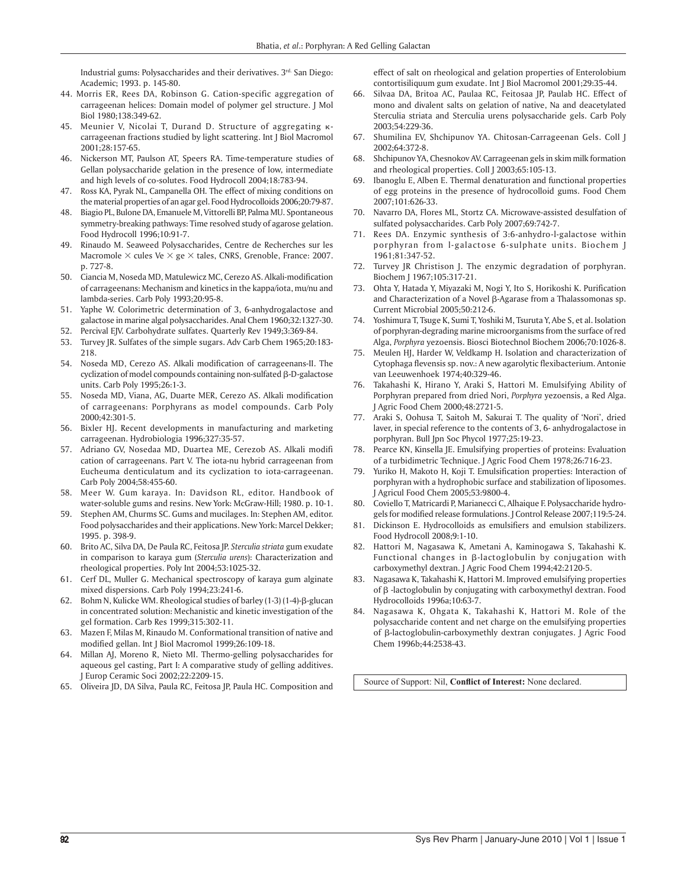Industrial gums: Polysaccharides and their derivatives. 3rd. San Diego: Academic; 1993. p. 145-80.

44. Morris ER, Rees DA, Robinson G. Cation-specific aggregation of carrageenan helices: Domain model of polymer gel structure. J Mol Biol 1980;138:349-62.
45. Meunier V, Nicolai T, Durand D. Structure of aggregating κ-carrageenan fractions studied by light scattering. Int J Biol Macromol 2001;28:157-65.
46. Nickerson MT, Paulson AT, Speers RA. Time-temperature studies of Gellan polysaccharide gelation in the presence of low, intermediate and high levels of co-solutes. Food Hydrocoll 2004;18:783-94.
47. Ross KA, Pyrak NL, Campanella OH. The effect of mixing conditions on the material properties of an agar gel. Food Hydrocolloids 2006;20:79-87.
48. Biagio PL, Bulone DA, Emanuele M, Vittorelli BP, Palma MU. Spontaneous symmetry-breaking pathways: Time resolved study of agarose gelation. Food Hydrocoll 1996;10:91-7.
49. Rinaudo M. Seaweed Polysaccharides, Centre de Recherches sur les Macromole × cules Ve × ge × tales, CNRS, Grenoble, France: 2007. p. 727-8.
50. Ciancia M, Noseda MD, Matulewicz MC, Cerezo AS. Alkali-modification of carrageenans: Mechanism and kinetics in the kappa/iota, mu/nu and lambda-series. Carb Poly 1993;20:95-8.
51. Yaphe W. Colorimetric determination of 3, 6-anhydrogalactose and galactose in marine algal polysaccharides. Anal Chem 1960;32:1327-30.
52. Percival EJV. Carbohydrate sulfates. Quarterly Rev 1949;3:369-84.
53. Turvey JR. Sulfates of the simple sugars. Adv Carb Chem 1965;20:183-218.
54. Noseda MD, Cerezo AS. Alkali modification of carrageenans-II. The cyclization of model compounds containing non-sulfated β-D-galactose units. Carb Poly 1995;26:1-3.
55. Noseda MD, Viana, AG, Duarte MER, Cerezo AS. Alkali modification of carrageenans: Porphyrans as model compounds. Carb Poly 2000;42:301-5.
56. Bixler HJ. Recent developments in manufacturing and marketing carrageenan. Hydrobiologia 1996;327:35-57.
57. Adriano GV, Nosedaa MD, Duartea ME, Cerezob AS. Alkali modifi cation of carrageenans. Part V. The iota-nu hybrid carrageenan from Eucheuma denticulatum and its cyclization to iota-carrageenan. Carb Poly 2004;58:455-60.
58. Meer W. Gum karaya. In: Davidson RL, editor. Handbook of water-soluble gums and resins. New York: McGraw-Hill; 1980. p. 10-1.
59. Stephen AM, Churms SC. Gums and mucilages. In: Stephen AM, editor. Food polysaccharides and their applications. New York: Marcel Dekker; 1995. p. 398-9.
60. Brito AC, Silva DA, De Paula RC, Feitosa JP. *Sterculia striata* gum exudate in comparison to karaya gum (*Sterculia urens*): Characterization and rheological properties. Poly Int 2004;53:1025-32.
61. Cerf DL, Muller G. Mechanical spectroscopy of karaya gum alginate mixed dispersions. Carb Poly 1994;23:241-6.
62. Bohm N, Kulicke WM. Rheological studies of barley (1-3) (1-4)-β-glucan in concentrated solution: Mechanistic and kinetic investigation of the gel formation. Carb Res 1999;315:302-11.
63. Mazen F, Milas M, Rinaudo M. Conformational transition of native and modified gellan. Int J Biol Macromol 1999;26:109-18.
64. Millan AJ, Moreno R, Nieto MI. Thermo-gelling polysaccharides for aqueous gel casting, Part I: A comparative study of gelling additives. J Europ Ceramic Soci 2002;22:2209-15.
65. Oliveira JD, DA Silva, Paula RC, Feitosa JP, Paula HC. Composition and effect of salt on rheological and gelation properties of Enterolobium contortisiliquum gum exudate. Int J Biol Macromol 2001;29:35-44.
66. Silvaa DA, Britoa AC, Paulaa RC, Feitosaa JP, Paulab HC. Effect of mono and divalent salts on gelation of native, Na and deacetylated Sterculia striata and Sterculia urens polysaccharide gels. Carb Poly 2003;54:229-36.
67. Shumilina EV, Shchipunov YA. Chitosan-Carrageenan Gels. Coll J 2002;64:372-8.
68. Shchipunov YA, Chesnokov AV. Carrageenan gels in skim milk formation and rheological properties. Coll J 2003;65:105-13.
69. Ibanoglu E, Alben E. Thermal denaturation and functional properties of egg proteins in the presence of hydrocolloid gums. Food Chem 2007;101:626-33.
70. Navarro DA, Flores ML, Stortz CA. Microwave-assisted desulfation of sulfated polysaccharides. Carb Poly 2007;69:742-7.
71. Rees DA. Enzymic synthesis of 3:6-anhydro-l-galactose within porphyran from l-galactose 6-sulphate units. Biochem J 1961;81:347-52.
72. Turvey JR Christison J. The enzymic degradation of porphyran. Biochem J 1967;105:317-21.
73. Ohta Y, Hatada Y, Miyazaki M, Nogi Y, Ito S, Horikoshi K. Purification and Characterization of a Novel β-Agarase from a Thalassomonas sp. Current Microbial 2005;50:212-6.
74. Yoshimura T, Tsuge K, Sumi T, Yoshiki M, Tsuruta Y, Abe S, et al. Isolation of porphyran-degrading marine microorganisms from the surface of red Alga, *Porphyra* yezoensis. Biosci Biotechnol Biochem 2006;70:1026-8.
75. Meulen HJ, Harder W, Veldkamp H. Isolation and characterization of Cytophaga flevensis sp. nov.: A new agarolytic flexibacterium. Antonie van Leeuwenhoek 1974;40:329-46.
76. Takahashi K, Hirano Y, Araki S, Hattori M. Emulsifying Ability of Porphyran prepared from dried Nori, *Porphyra* yezoensis, a Red Alga. J Agric Food Chem 2000;48:2721-5.
77. Araki S, Oohusa T, Saitoh M, Sakurai T. The quality of 'Nori', dried laver, in special reference to the contents of 3, 6- anhydrogalactose in porphyran. Bull Jpn Soc Phycol 1977;25:19-23.
78. Pearce KN, Kinsella JE. Emulsifying properties of proteins: Evaluation of a turbidimetric Technique. J Agric Food Chem 1978;26:716-23.
79. Yuriko H, Makoto H, Koji T. Emulsification properties: Interaction of porphyran with a hydrophobic surface and stabilization of liposomes. J Agricul Food Chem 2005;53:9800-4.
80. Coviello T, Matricardi P, Marianecci C, Alhaique F. Polysaccharide hydrogels for modified release formulations. J Control Release 2007;119:5-24.
81. Dickinson E. Hydrocolloids as emulsifiers and emulsion stabilizers. Food Hydrocoll 2008;9:1-10.
82. Hattori M, Nagasawa K, Ametani A, Kaminogawa S, Takahashi K. Functional changes in β-lactoglobulin by conjugation with carboxymethyl dextran. J Agric Food Chem 1994;42:2120-5.
83. Nagasawa K, Takahashi K, Hattori M. Improved emulsifying properties of β -lactoglobulin by conjugating with carboxymethyl dextran. Food Hydrocolloids 1996a;10:63-7.
84. Nagasawa K, Ohgata K, Takahashi K, Hattori M. Role of the polysaccharide content and net charge on the emulsifying properties of β-lactoglobulin-carboxymethly dextran conjugates. J Agric Food Chem 1996b;44:2538-43.

Source of Support: Nil, **Conflict of Interest:** None declared.